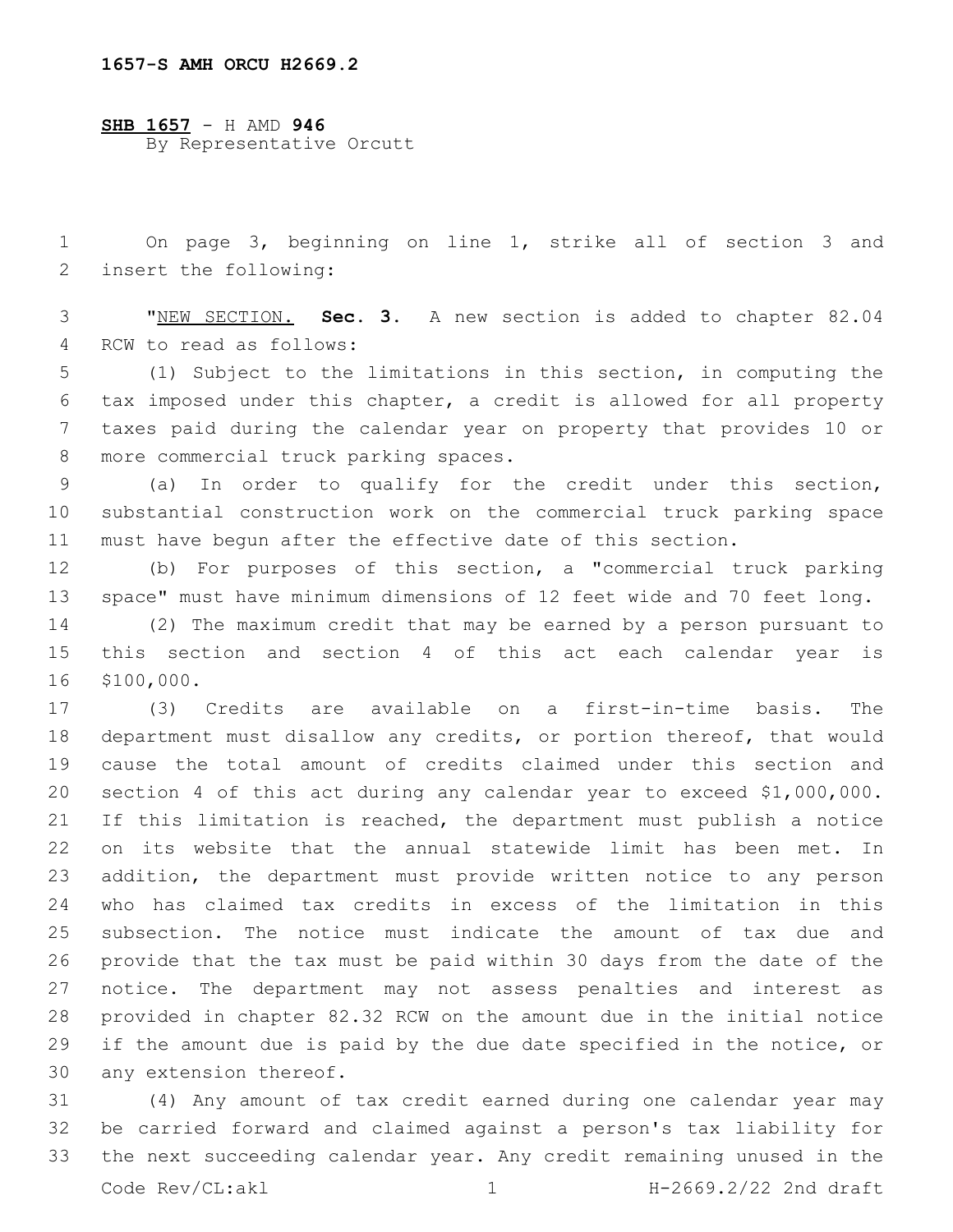1657-S AMH ORCU H2669.2

**SHB 1657** - H AMD **946**
By Representative Orcutt

On page 3, beginning on line 1, strike all of section 3 and insert the following:

"NEW SECTION. **Sec. 3.** A new section is added to chapter 82.04 RCW to read as follows:

(1) Subject to the limitations in this section, in computing the tax imposed under this chapter, a credit is allowed for all property taxes paid during the calendar year on property that provides 10 or more commercial truck parking spaces.

(a) In order to qualify for the credit under this section, substantial construction work on the commercial truck parking space must have begun after the effective date of this section.

(b) For purposes of this section, a "commercial truck parking space" must have minimum dimensions of 12 feet wide and 70 feet long.

(2) The maximum credit that may be earned by a person pursuant to this section and section 4 of this act each calendar year is $100,000.

(3) Credits are available on a first-in-time basis. The department must disallow any credits, or portion thereof, that would cause the total amount of credits claimed under this section and section 4 of this act during any calendar year to exceed $1,000,000. If this limitation is reached, the department must publish a notice on its website that the annual statewide limit has been met. In addition, the department must provide written notice to any person who has claimed tax credits in excess of the limitation in this subsection. The notice must indicate the amount of tax due and provide that the tax must be paid within 30 days from the date of the notice. The department may not assess penalties and interest as provided in chapter 82.32 RCW on the amount due in the initial notice if the amount due is paid by the due date specified in the notice, or any extension thereof.

(4) Any amount of tax credit earned during one calendar year may be carried forward and claimed against a person's tax liability for the next succeeding calendar year. Any credit remaining unused in the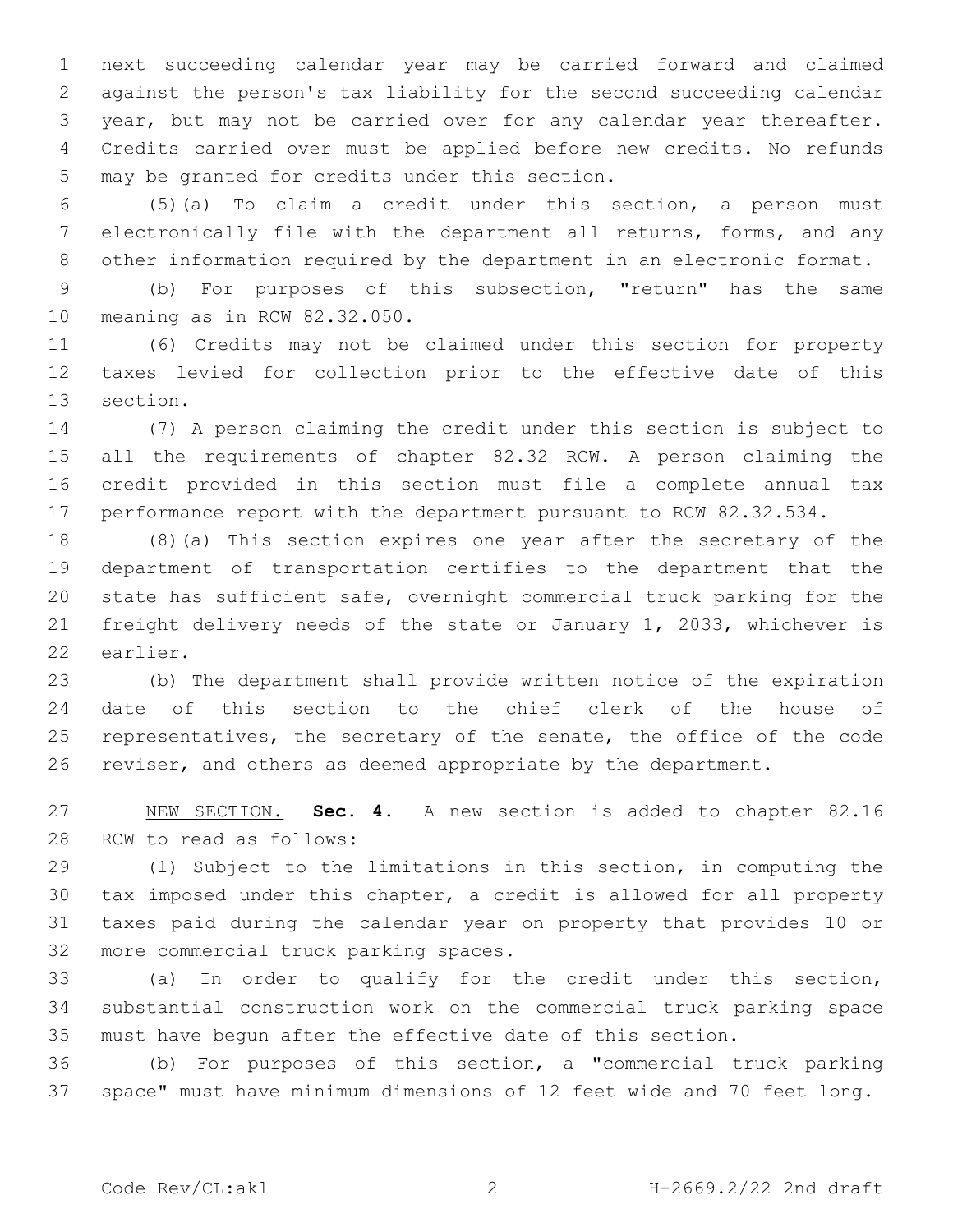next succeeding calendar year may be carried forward and claimed against the person's tax liability for the second succeeding calendar year, but may not be carried over for any calendar year thereafter. Credits carried over must be applied before new credits. No refunds may be granted for credits under this section.

(5)(a) To claim a credit under this section, a person must electronically file with the department all returns, forms, and any other information required by the department in an electronic format.

(b) For purposes of this subsection, "return" has the same meaning as in RCW 82.32.050.

(6) Credits may not be claimed under this section for property taxes levied for collection prior to the effective date of this section.

(7) A person claiming the credit under this section is subject to all the requirements of chapter 82.32 RCW. A person claiming the credit provided in this section must file a complete annual tax performance report with the department pursuant to RCW 82.32.534.

(8)(a) This section expires one year after the secretary of the department of transportation certifies to the department that the state has sufficient safe, overnight commercial truck parking for the freight delivery needs of the state or January 1, 2033, whichever is earlier.

(b) The department shall provide written notice of the expiration date of this section to the chief clerk of the house of representatives, the secretary of the senate, the office of the code reviser, and others as deemed appropriate by the department.

NEW SECTION. **Sec. 4.** A new section is added to chapter 82.16 RCW to read as follows:

(1) Subject to the limitations in this section, in computing the tax imposed under this chapter, a credit is allowed for all property taxes paid during the calendar year on property that provides 10 or more commercial truck parking spaces.

(a) In order to qualify for the credit under this section, substantial construction work on the commercial truck parking space must have begun after the effective date of this section.

(b) For purposes of this section, a "commercial truck parking space" must have minimum dimensions of 12 feet wide and 70 feet long.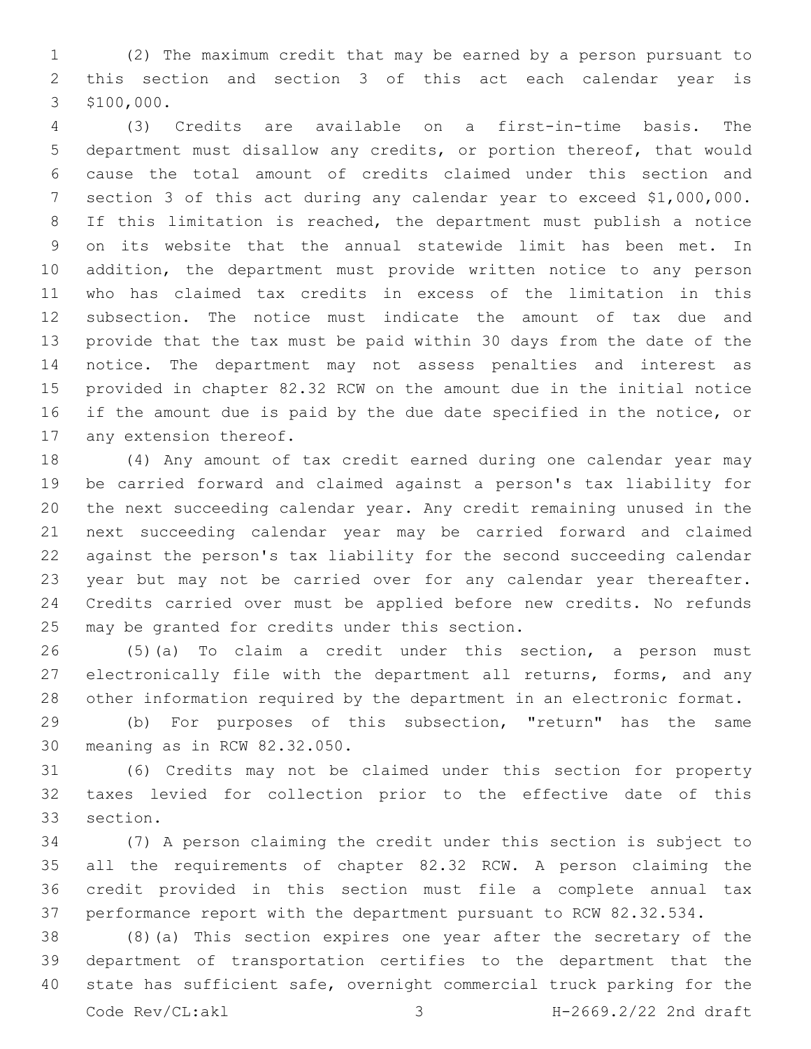(2) The maximum credit that may be earned by a person pursuant to this section and section 3 of this act each calendar year is $100,000.

(3) Credits are available on a first-in-time basis. The department must disallow any credits, or portion thereof, that would cause the total amount of credits claimed under this section and section 3 of this act during any calendar year to exceed $1,000,000. If this limitation is reached, the department must publish a notice on its website that the annual statewide limit has been met. In addition, the department must provide written notice to any person who has claimed tax credits in excess of the limitation in this subsection. The notice must indicate the amount of tax due and provide that the tax must be paid within 30 days from the date of the notice. The department may not assess penalties and interest as provided in chapter 82.32 RCW on the amount due in the initial notice if the amount due is paid by the due date specified in the notice, or any extension thereof.

(4) Any amount of tax credit earned during one calendar year may be carried forward and claimed against a person's tax liability for the next succeeding calendar year. Any credit remaining unused in the next succeeding calendar year may be carried forward and claimed against the person's tax liability for the second succeeding calendar year but may not be carried over for any calendar year thereafter. Credits carried over must be applied before new credits. No refunds may be granted for credits under this section.

(5)(a) To claim a credit under this section, a person must electronically file with the department all returns, forms, and any other information required by the department in an electronic format.

(b) For purposes of this subsection, "return" has the same meaning as in RCW 82.32.050.

(6) Credits may not be claimed under this section for property taxes levied for collection prior to the effective date of this section.

(7) A person claiming the credit under this section is subject to all the requirements of chapter 82.32 RCW. A person claiming the credit provided in this section must file a complete annual tax performance report with the department pursuant to RCW 82.32.534.

(8)(a) This section expires one year after the secretary of the department of transportation certifies to the department that the state has sufficient safe, overnight commercial truck parking for the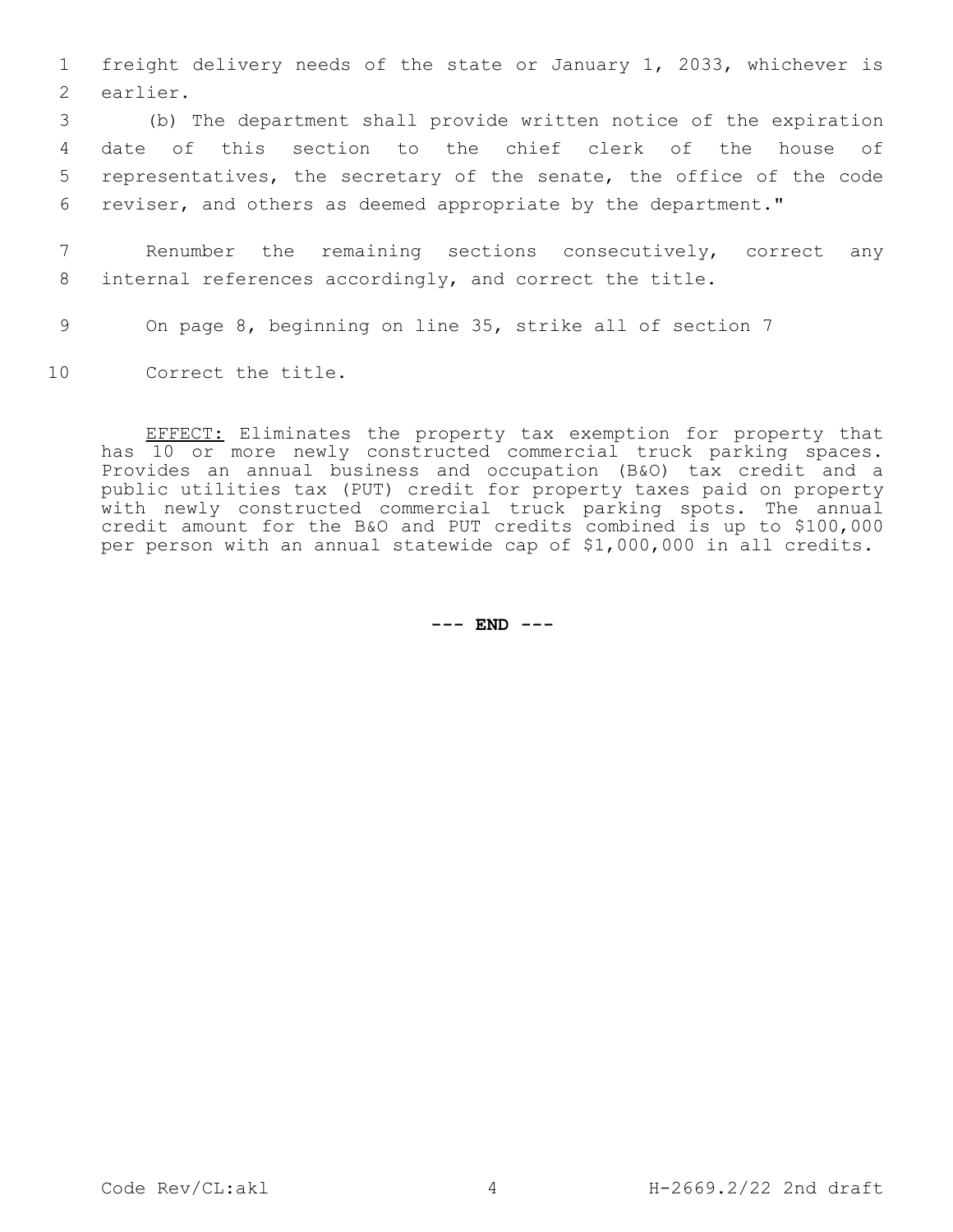freight delivery needs of the state or January 1, 2033, whichever is earlier.

(b) The department shall provide written notice of the expiration date of this section to the chief clerk of the house of representatives, the secretary of the senate, the office of the code reviser, and others as deemed appropriate by the department."

Renumber the remaining sections consecutively, correct any internal references accordingly, and correct the title.

On page 8, beginning on line 35, strike all of section 7

Correct the title.

EFFECT: Eliminates the property tax exemption for property that has 10 or more newly constructed commercial truck parking spaces. Provides an annual business and occupation (B&O) tax credit and a public utilities tax (PUT) credit for property taxes paid on property with newly constructed commercial truck parking spots. The annual credit amount for the B&O and PUT credits combined is up to $100,000 per person with an annual statewide cap of $1,000,000 in all credits.

**--- END ---**